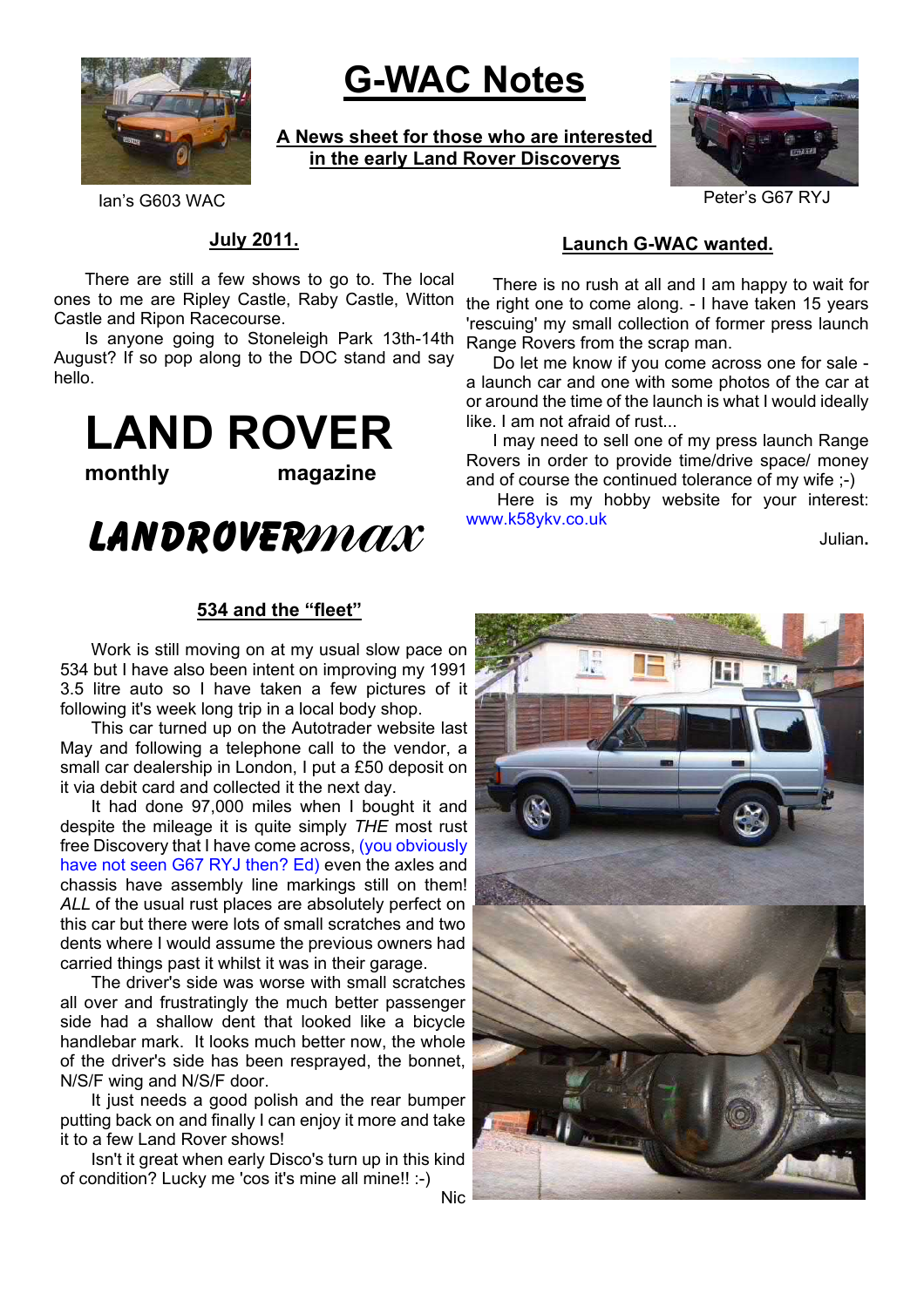# G-WAC Notes

**A News sheet for those who are interested in the early Land Rover Discoverys**

Ian's G603 WAC

Peter's G67 RYJ

## July 2011.

There are still a few shows to go to. The local ones to me are Ripley Castle, Raby Castle, Witton Castle and Ripon Racecourse.

Is anyone going to Stoneleigh Park 13th-14th August? If so pop along to the DOC stand and say hello.

**LAND ROVER**
**monthly magazine**

**LANDROVERmax**

## Launch G-WAC wanted.

There is no rush at all and I am happy to wait for the right one to come along. - I have taken 15 years 'rescuing' my small collection of former press launch Range Rovers from the scrap man.

Do let me know if you come across one for sale - a launch car and one with some photos of the car at or around the time of the launch is what I would ideally like. I am not afraid of rust...

I may need to sell one of my press launch Range Rovers in order to provide time/drive space/ money and of course the continued tolerance of my wife ;-)

Here is my hobby website for your interest: www.k58ykv.co.uk

Julian.

## 534 and the "fleet"

Work is still moving on at my usual slow pace on 534 but I have also been intent on improving my 1991 3.5 litre auto so I have taken a few pictures of it following it's week long trip in a local body shop.

This car turned up on the Autotrader website last May and following a telephone call to the vendor, a small car dealership in London, I put a £50 deposit on it via debit card and collected it the next day.

It had done 97,000 miles when I bought it and despite the mileage it is quite simply *THE* most rust free Discovery that I have come across, (you obviously have not seen G67 RYJ then? Ed) even the axles and chassis have assembly line markings still on them! *ALL* of the usual rust places are absolutely perfect on this car but there were lots of small scratches and two dents where I would assume the previous owners had carried things past it whilst it was in their garage.

The driver's side was worse with small scratches all over and frustratingly the much better passenger side had a shallow dent that looked like a bicycle handlebar mark. It looks much better now, the whole of the driver's side has been resprayed, the bonnet, N/S/F wing and N/S/F door.

It just needs a good polish and the rear bumper putting back on and finally I can enjoy it more and take it to a few Land Rover shows!

Isn't it great when early Disco's turn up in this kind of condition? Lucky me 'cos it's mine all mine!! :-)

Nic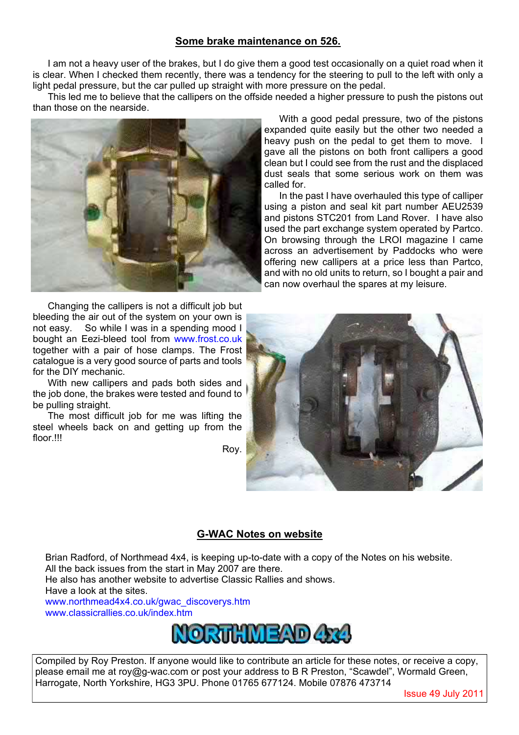## Some brake maintenance on 526.

I am not a heavy user of the brakes, but I do give them a good test occasionally on a quiet road when it is clear. When I checked them recently, there was a tendency for the steering to pull to the left with only a light pedal pressure, but the car pulled up straight with more pressure on the pedal.

This led me to believe that the callipers on the offside needed a higher pressure to push the pistons out than those on the nearside.

With a good pedal pressure, two of the pistons expanded quite easily but the other two needed a heavy push on the pedal to get them to move. I gave all the pistons on both front callipers a good clean but I could see from the rust and the displaced dust seals that some serious work on them was called for.

In the past I have overhauled this type of calliper using a piston and seal kit part number AEU2539 and pistons STC201 from Land Rover. I have also used the part exchange system operated by Partco. On browsing through the LROI magazine I came across an advertisement by Paddocks who were offering new callipers at a price less than Partco, and with no old units to return, so I bought a pair and can now overhaul the spares at my leisure.

Changing the callipers is not a difficult job but bleeding the air out of the system on your own is not easy. So while I was in a spending mood I bought an Eezi-bleed tool from www.frost.co.uk together with a pair of hose clamps. The Frost catalogue is a very good source of parts and tools for the DIY mechanic.

With new callipers and pads both sides and the job done, the brakes were tested and found to be pulling straight.

The most difficult job for me was lifting the steel wheels back on and getting up from the floor.!!!

Roy.

## G-WAC Notes on website

Brian Radford, of Northmead 4x4, is keeping up-to-date with a copy of the Notes on his website.
All the back issues from the start in May 2007 are there.
He also has another website to advertise Classic Rallies and shows.
Have a look at the sites.
www.northmead4x4.co.uk/gwac_discoverys.htm
www.classicrallies.co.uk/index.htm

NORTHMEAD 4x4

Compiled by Roy Preston. If anyone would like to contribute an article for these notes, or receive a copy, please email me at roy@g-wac.com or post your address to B R Preston, "Scawdel", Wormald Green, Harrogate, North Yorkshire, HG3 3PU. Phone 01765 677124. Mobile 07876 473714

Issue 49 July 2011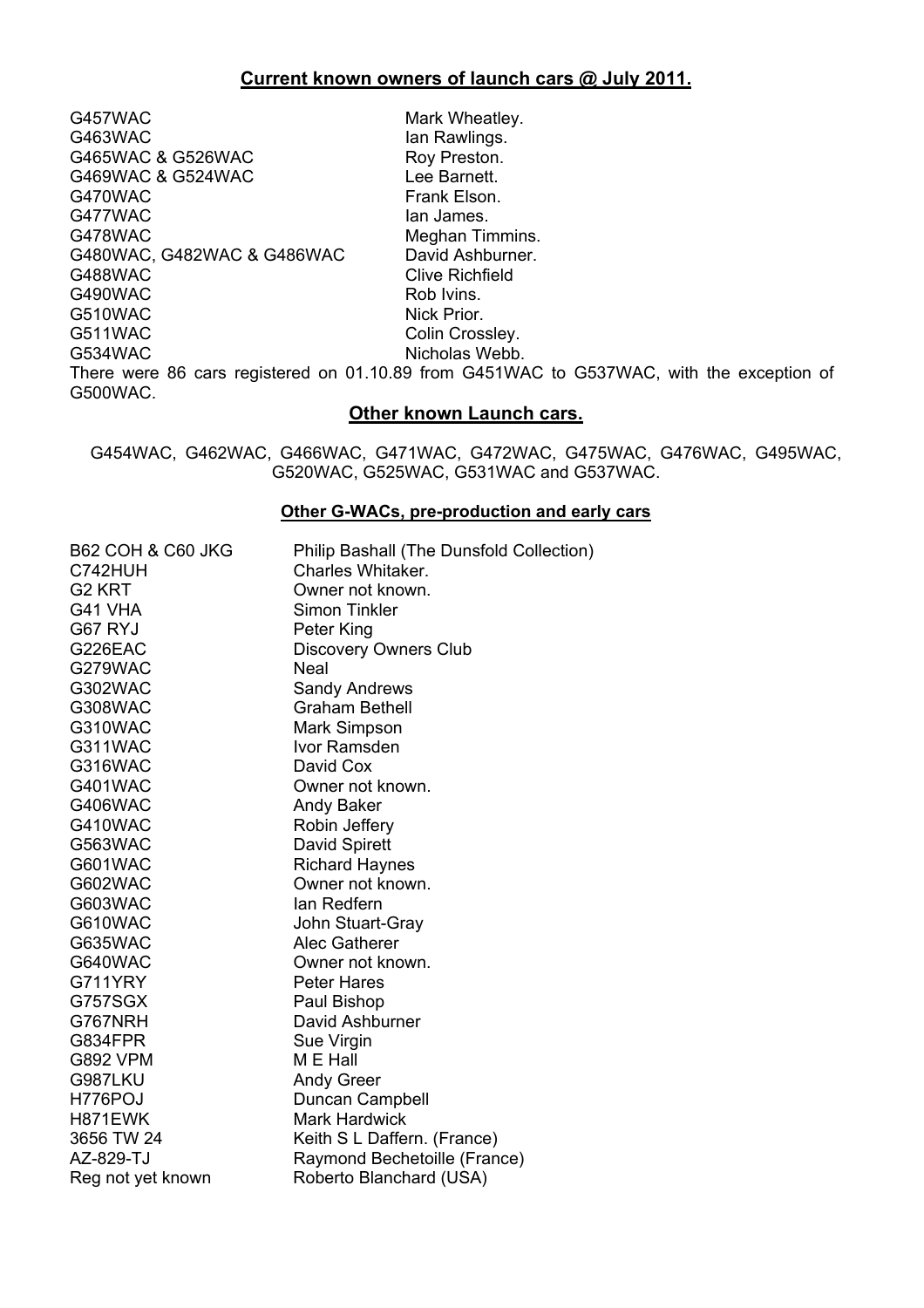## Current known owners of launch cars @ July 2011.

| | |
|---|---|
| G457WAC | Mark Wheatley. |
| G463WAC | Ian Rawlings. |
| G465WAC & G526WAC | Roy Preston. |
| G469WAC & G524WAC | Lee Barnett. |
| G470WAC | Frank Elson. |
| G477WAC | Ian James. |
| G478WAC | Meghan Timmins. |
| G480WAC, G482WAC & G486WAC | David Ashburner. |
| G488WAC | Clive Richfield |
| G490WAC | Rob Ivins. |
| G510WAC | Nick Prior. |
| G511WAC | Colin Crossley. |
| G534WAC | Nicholas Webb. |

There were 86 cars registered on 01.10.89 from G451WAC to G537WAC, with the exception of G500WAC.

## Other known Launch cars.

G454WAC, G462WAC, G466WAC, G471WAC, G472WAC, G475WAC, G476WAC, G495WAC, G520WAC, G525WAC, G531WAC and G537WAC.

### Other G-WACs, pre-production and early cars

| | |
|---|---|
| B62 COH & C60 JKG | Philip Bashall (The Dunsfold Collection) |
| C742HUH | Charles Whitaker. |
| G2 KRT | Owner not known. |
| G41 VHA | Simon Tinkler |
| G67 RYJ | Peter King |
| G226EAC | Discovery Owners Club |
| G279WAC | Neal |
| G302WAC | Sandy Andrews |
| G308WAC | Graham Bethell |
| G310WAC | Mark Simpson |
| G311WAC | Ivor Ramsden |
| G316WAC | David Cox |
| G401WAC | Owner not known. |
| G406WAC | Andy Baker |
| G410WAC | Robin Jeffery |
| G563WAC | David Spirett |
| G601WAC | Richard Haynes |
| G602WAC | Owner not known. |
| G603WAC | Ian Redfern |
| G610WAC | John Stuart-Gray |
| G635WAC | Alec Gatherer |
| G640WAC | Owner not known. |
| G711YRY | Peter Hares |
| G757SGX | Paul Bishop |
| G767NRH | David Ashburner |
| G834FPR | Sue Virgin |
| G892 VPM | M E Hall |
| G987LKU | Andy Greer |
| H776POJ | Duncan Campbell |
| H871EWK | Mark Hardwick |
| 3656 TW 24 | Keith S L Daffern. (France) |
| AZ-829-TJ | Raymond Bechetoille (France) |
| Reg not yet known | Roberto Blanchard (USA) |